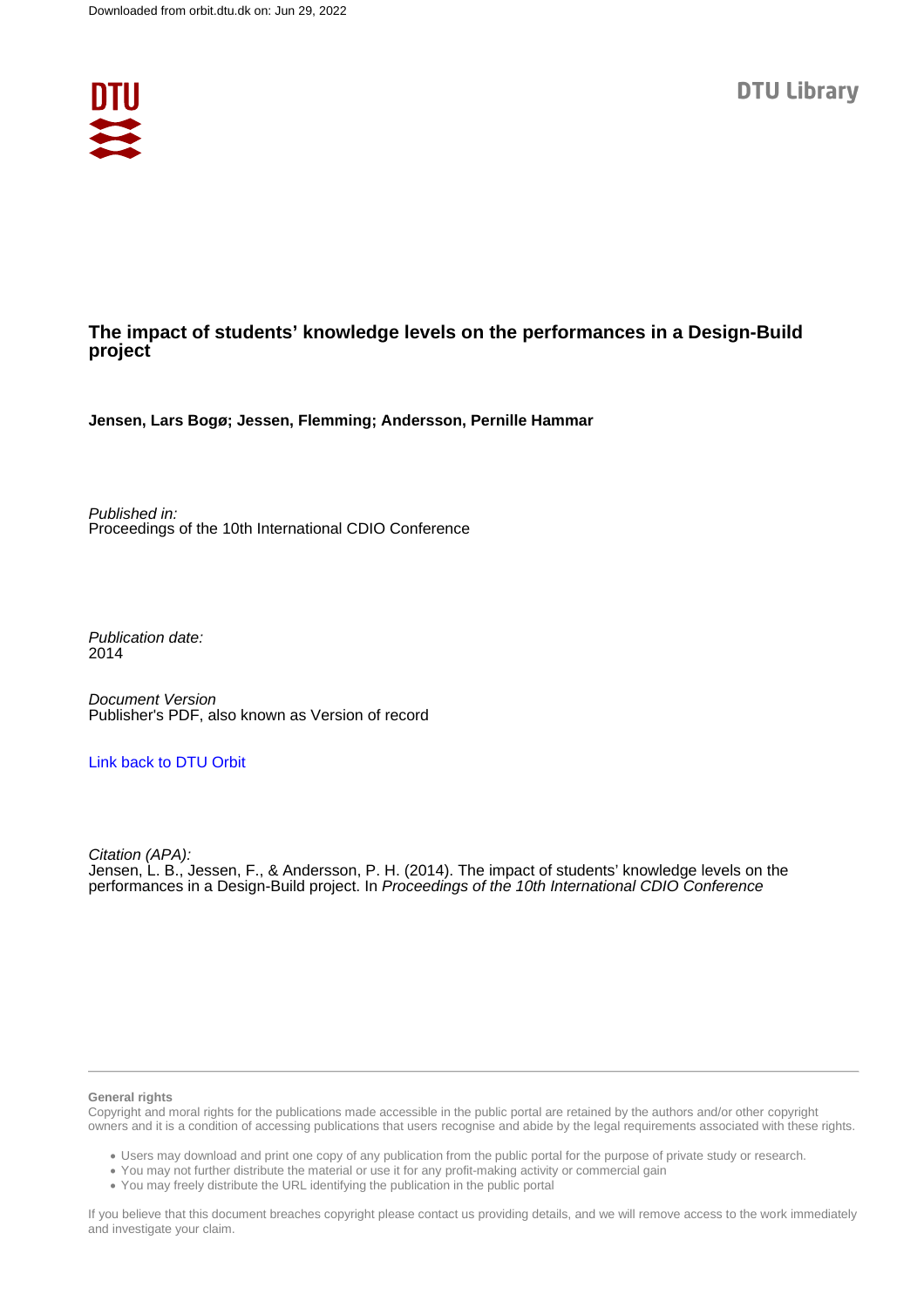Downloaded from orbit.dtu.dk on: Jun 29, 2022

DTU Library

# The impact of students' knowledge levels on the performances in a Design-Build project

**Jensen, Lars Bogø; Jessen, Flemming; Andersson, Pernille Hammar**

*Published in:*
Proceedings of the 10th International CDIO Conference

*Publication date:*
2014

*Document Version*
Publisher's PDF, also known as Version of record

Link back to DTU Orbit

*Citation (APA):*
Jensen, L. B., Jessen, F., & Andersson, P. H. (2014). The impact of students' knowledge levels on the performances in a Design-Build project. In *Proceedings of the 10th International CDIO Conference*

**General rights**
Copyright and moral rights for the publications made accessible in the public portal are retained by the authors and/or other copyright owners and it is a condition of accessing publications that users recognise and abide by the legal requirements associated with these rights.

- Users may download and print one copy of any publication from the public portal for the purpose of private study or research.
- You may not further distribute the material or use it for any profit-making activity or commercial gain
- You may freely distribute the URL identifying the publication in the public portal

If you believe that this document breaches copyright please contact us providing details, and we will remove access to the work immediately and investigate your claim.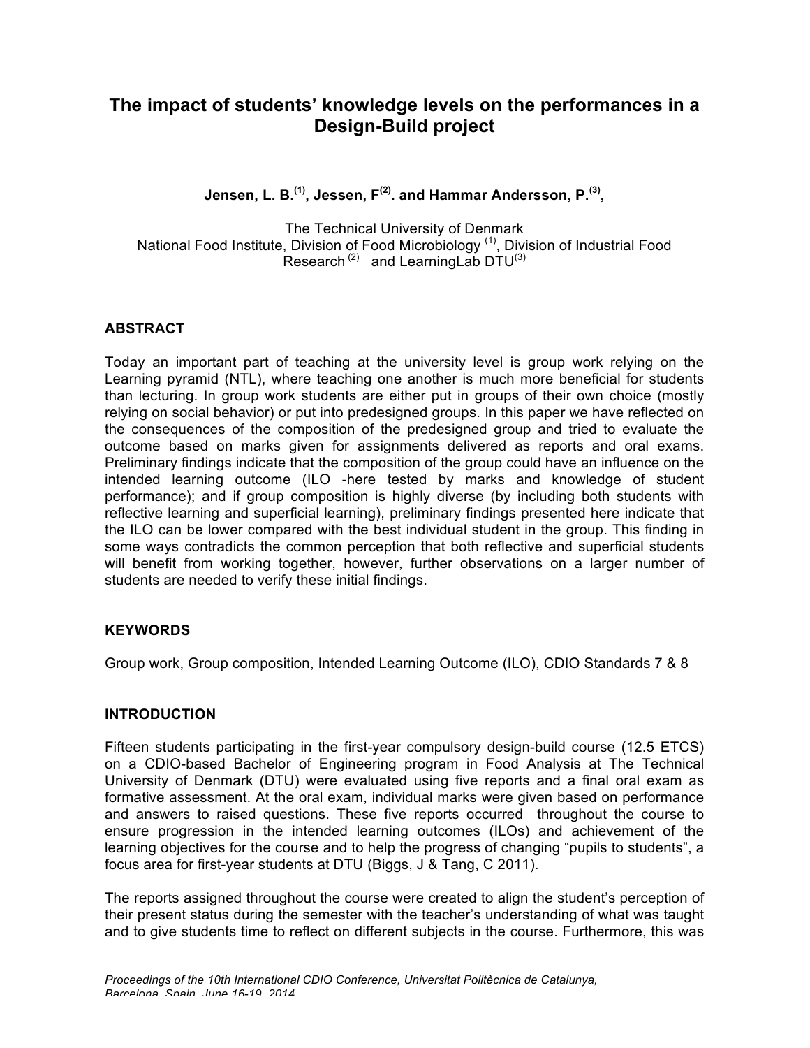# The impact of students' knowledge levels on the performances in a Design-Build project

**Jensen, L. B.[(1)], Jessen, F[(2)]. and Hammar Andersson, P.[(3)],**

The Technical University of Denmark
National Food Institute, Division of Food Microbiology [(1)], Division of Industrial Food Research [(2)] and LearningLab DTU[(3)]

## ABSTRACT

Today an important part of teaching at the university level is group work relying on the Learning pyramid (NTL), where teaching one another is much more beneficial for students than lecturing. In group work students are either put in groups of their own choice (mostly relying on social behavior) or put into predesigned groups. In this paper we have reflected on the consequences of the composition of the predesigned group and tried to evaluate the outcome based on marks given for assignments delivered as reports and oral exams. Preliminary findings indicate that the composition of the group could have an influence on the intended learning outcome (ILO -here tested by marks and knowledge of student performance); and if group composition is highly diverse (by including both students with reflective learning and superficial learning), preliminary findings presented here indicate that the ILO can be lower compared with the best individual student in the group. This finding in some ways contradicts the common perception that both reflective and superficial students will benefit from working together, however, further observations on a larger number of students are needed to verify these initial findings.

## KEYWORDS

Group work, Group composition, Intended Learning Outcome (ILO), CDIO Standards 7 & 8

## INTRODUCTION

Fifteen students participating in the first-year compulsory design-build course (12.5 ETCS) on a CDIO-based Bachelor of Engineering program in Food Analysis at The Technical University of Denmark (DTU) were evaluated using five reports and a final oral exam as formative assessment. At the oral exam, individual marks were given based on performance and answers to raised questions. These five reports occurred throughout the course to ensure progression in the intended learning outcomes (ILOs) and achievement of the learning objectives for the course and to help the progress of changing "pupils to students", a focus area for first-year students at DTU (Biggs, J & Tang, C 2011).

The reports assigned throughout the course were created to align the student's perception of their present status during the semester with the teacher's understanding of what was taught and to give students time to reflect on different subjects in the course. Furthermore, this was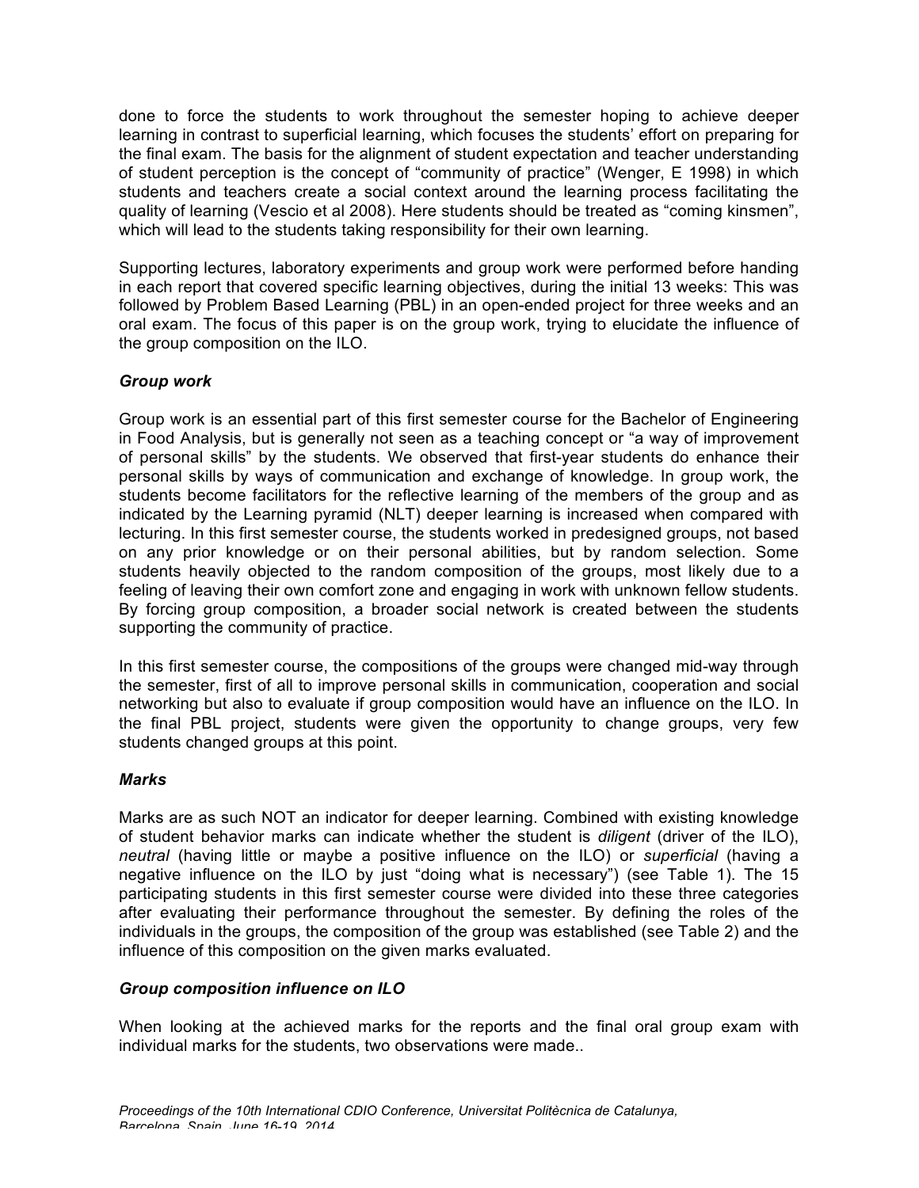done to force the students to work throughout the semester hoping to achieve deeper learning in contrast to superficial learning, which focuses the students' effort on preparing for the final exam. The basis for the alignment of student expectation and teacher understanding of student perception is the concept of "community of practice" (Wenger, E 1998) in which students and teachers create a social context around the learning process facilitating the quality of learning (Vescio et al 2008). Here students should be treated as "coming kinsmen", which will lead to the students taking responsibility for their own learning.

Supporting lectures, laboratory experiments and group work were performed before handing in each report that covered specific learning objectives, during the initial 13 weeks: This was followed by Problem Based Learning (PBL) in an open-ended project for three weeks and an oral exam. The focus of this paper is on the group work, trying to elucidate the influence of the group composition on the ILO.

### *Group work*

Group work is an essential part of this first semester course for the Bachelor of Engineering in Food Analysis, but is generally not seen as a teaching concept or "a way of improvement of personal skills" by the students. We observed that first-year students do enhance their personal skills by ways of communication and exchange of knowledge. In group work, the students become facilitators for the reflective learning of the members of the group and as indicated by the Learning pyramid (NLT) deeper learning is increased when compared with lecturing. In this first semester course, the students worked in predesigned groups, not based on any prior knowledge or on their personal abilities, but by random selection. Some students heavily objected to the random composition of the groups, most likely due to a feeling of leaving their own comfort zone and engaging in work with unknown fellow students. By forcing group composition, a broader social network is created between the students supporting the community of practice.

In this first semester course, the compositions of the groups were changed mid-way through the semester, first of all to improve personal skills in communication, cooperation and social networking but also to evaluate if group composition would have an influence on the ILO. In the final PBL project, students were given the opportunity to change groups, very few students changed groups at this point.

### *Marks*

Marks are as such NOT an indicator for deeper learning. Combined with existing knowledge of student behavior marks can indicate whether the student is *diligent* (driver of the ILO), *neutral* (having little or maybe a positive influence on the ILO) or *superficial* (having a negative influence on the ILO by just "doing what is necessary") (see Table 1). The 15 participating students in this first semester course were divided into these three categories after evaluating their performance throughout the semester. By defining the roles of the individuals in the groups, the composition of the group was established (see Table 2) and the influence of this composition on the given marks evaluated.

### *Group composition influence on ILO*

When looking at the achieved marks for the reports and the final oral group exam with individual marks for the students, two observations were made..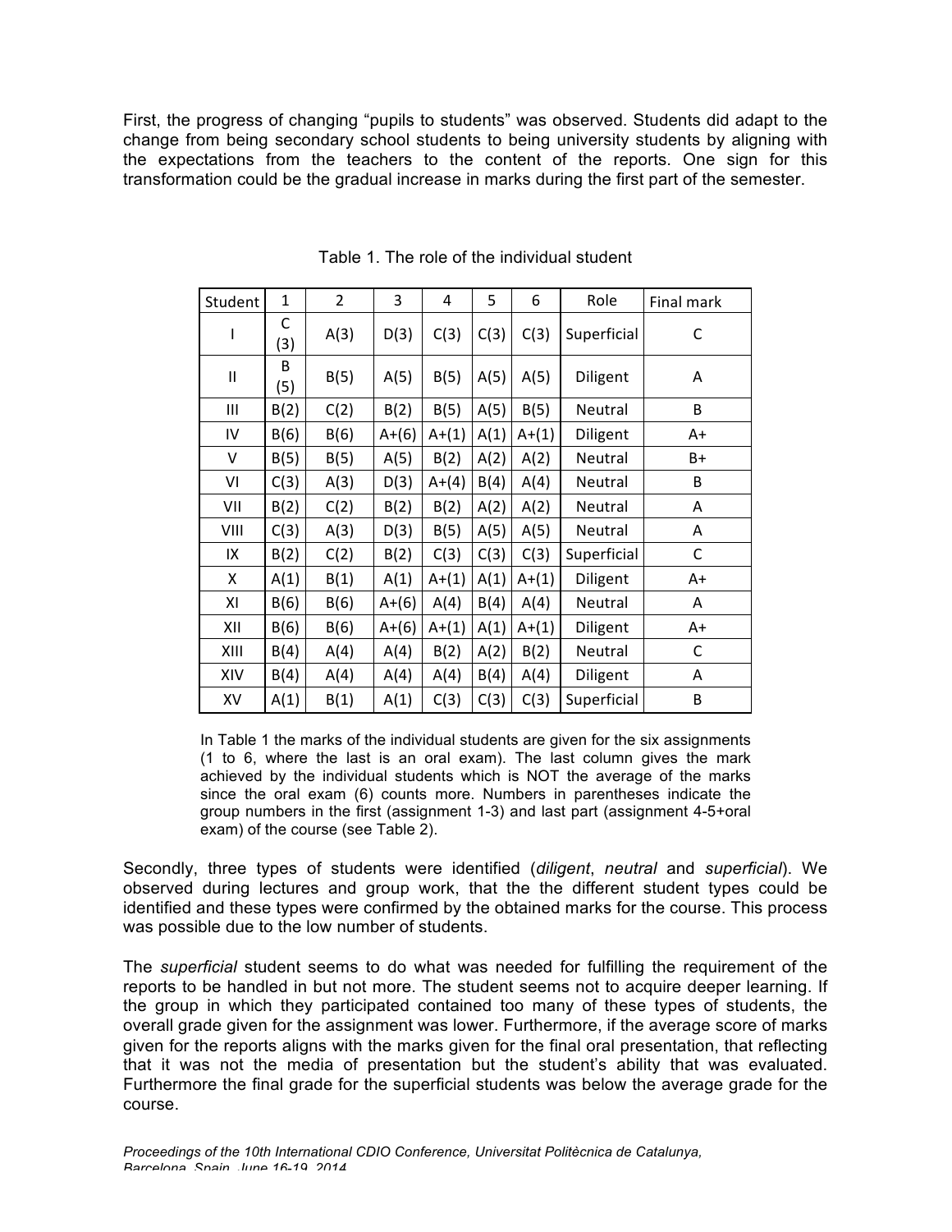First, the progress of changing "pupils to students" was observed. Students did adapt to the change from being secondary school students to being university students by aligning with the expectations from the teachers to the content of the reports. One sign for this transformation could be the gradual increase in marks during the first part of the semester.

Table 1. The role of the individual student

| Student | 1 | 2 | 3 | 4 | 5 | 6 | Role | Final mark |
|---|---|---|---|---|---|---|---|---|
| I | C (3) | A(3) | D(3) | C(3) | C(3) | C(3) | Superficial | C |
| II | B (5) | B(5) | A(5) | B(5) | A(5) | A(5) | Diligent | A |
| III | B(2) | C(2) | B(2) | B(5) | A(5) | B(5) | Neutral | B |
| IV | B(6) | B(6) | A+(6) | A+(1) | A(1) | A+(1) | Diligent | A+ |
| V | B(5) | B(5) | A(5) | B(2) | A(2) | A(2) | Neutral | B+ |
| VI | C(3) | A(3) | D(3) | A+(4) | B(4) | A(4) | Neutral | B |
| VII | B(2) | C(2) | B(2) | B(2) | A(2) | A(2) | Neutral | A |
| VIII | C(3) | A(3) | D(3) | B(5) | A(5) | A(5) | Neutral | A |
| IX | B(2) | C(2) | B(2) | C(3) | C(3) | C(3) | Superficial | C |
| X | A(1) | B(1) | A(1) | A+(1) | A(1) | A+(1) | Diligent | A+ |
| XI | B(6) | B(6) | A+(6) | A(4) | B(4) | A(4) | Neutral | A |
| XII | B(6) | B(6) | A+(6) | A+(1) | A(1) | A+(1) | Diligent | A+ |
| XIII | B(4) | A(4) | A(4) | B(2) | A(2) | B(2) | Neutral | C |
| XIV | B(4) | A(4) | A(4) | A(4) | B(4) | A(4) | Diligent | A |
| XV | A(1) | B(1) | A(1) | C(3) | C(3) | C(3) | Superficial | B |

In Table 1 the marks of the individual students are given for the six assignments (1 to 6, where the last is an oral exam). The last column gives the mark achieved by the individual students which is NOT the average of the marks since the oral exam (6) counts more. Numbers in parentheses indicate the group numbers in the first (assignment 1-3) and last part (assignment 4-5+oral exam) of the course (see Table 2).

Secondly, three types of students were identified (*diligent*, *neutral* and *superficial*). We observed during lectures and group work, that the the different student types could be identified and these types were confirmed by the obtained marks for the course. This process was possible due to the low number of students.

The *superficial* student seems to do what was needed for fulfilling the requirement of the reports to be handled in but not more. The student seems not to acquire deeper learning. If the group in which they participated contained too many of these types of students, the overall grade given for the assignment was lower. Furthermore, if the average score of marks given for the reports aligns with the marks given for the final oral presentation, that reflecting that it was not the media of presentation but the student's ability that was evaluated. Furthermore the final grade for the superficial students was below the average grade for the course.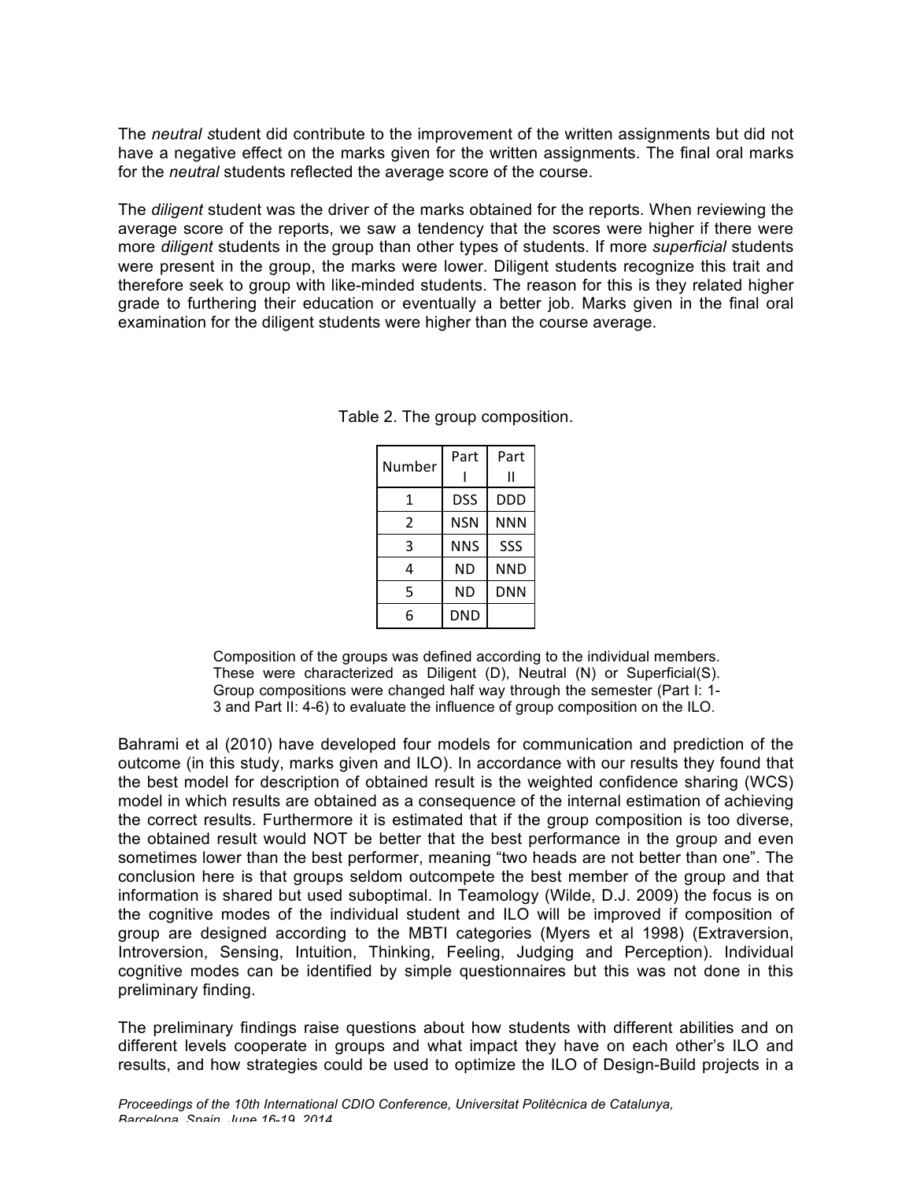The *neutral s*tudent did contribute to the improvement of the written assignments but did not have a negative effect on the marks given for the written assignments. The final oral marks for the *neutral* students reflected the average score of the course.

The *diligent* student was the driver of the marks obtained for the reports. When reviewing the average score of the reports, we saw a tendency that the scores were higher if there were more *diligent* students in the group than other types of students. If more *superficial* students were present in the group, the marks were lower. Diligent students recognize this trait and therefore seek to group with like-minded students. The reason for this is they related higher grade to furthering their education or eventually a better job. Marks given in the final oral examination for the diligent students were higher than the course average.

Table 2. The group composition.

| Number | Part I | Part II |
|---|---|---|
| 1 | DSS | DDD |
| 2 | NSN | NNN |
| 3 | NNS | SSS |
| 4 | ND | NND |
| 5 | ND | DNN |
| 6 | DND | |

Composition of the groups was defined according to the individual members. These were characterized as Diligent (D), Neutral (N) or Superficial(S). Group compositions were changed half way through the semester (Part I: 1-3 and Part II: 4-6) to evaluate the influence of group composition on the ILO.

Bahrami et al (2010) have developed four models for communication and prediction of the outcome (in this study, marks given and ILO). In accordance with our results they found that the best model for description of obtained result is the weighted confidence sharing (WCS) model in which results are obtained as a consequence of the internal estimation of achieving the correct results. Furthermore it is estimated that if the group composition is too diverse, the obtained result would NOT be better that the best performance in the group and even sometimes lower than the best performer, meaning "two heads are not better than one". The conclusion here is that groups seldom outcompete the best member of the group and that information is shared but used suboptimal. In Teamology (Wilde, D.J. 2009) the focus is on the cognitive modes of the individual student and ILO will be improved if composition of group are designed according to the MBTI categories (Myers et al 1998) (Extraversion, Introversion, Sensing, Intuition, Thinking, Feeling, Judging and Perception). Individual cognitive modes can be identified by simple questionnaires but this was not done in this preliminary finding.

The preliminary findings raise questions about how students with different abilities and on different levels cooperate in groups and what impact they have on each other's ILO and results, and how strategies could be used to optimize the ILO of Design-Build projects in a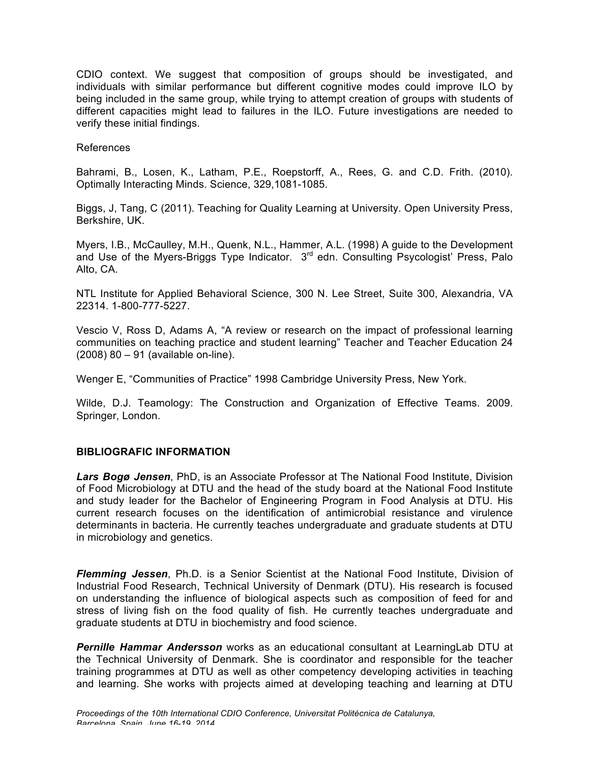CDIO context. We suggest that composition of groups should be investigated, and individuals with similar performance but different cognitive modes could improve ILO by being included in the same group, while trying to attempt creation of groups with students of different capacities might lead to failures in the ILO. Future investigations are needed to verify these initial findings.

References

Bahrami, B., Losen, K., Latham, P.E., Roepstorff, A., Rees, G. and C.D. Frith. (2010). Optimally Interacting Minds. Science, 329,1081-1085.

Biggs, J, Tang, C (2011). Teaching for Quality Learning at University. Open University Press, Berkshire, UK.

Myers, I.B., McCaulley, M.H., Quenk, N.L., Hammer, A.L. (1998) A guide to the Development and Use of the Myers-Briggs Type Indicator. 3rd edn. Consulting Psycologist' Press, Palo Alto, CA.

NTL Institute for Applied Behavioral Science, 300 N. Lee Street, Suite 300, Alexandria, VA 22314. 1-800-777-5227.

Vescio V, Ross D, Adams A, "A review or research on the impact of professional learning communities on teaching practice and student learning" Teacher and Teacher Education 24 (2008) 80 – 91 (available on-line).

Wenger E, "Communities of Practice" 1998 Cambridge University Press, New York.

Wilde, D.J. Teamology: The Construction and Organization of Effective Teams. 2009. Springer, London.

## BIBLIOGRAFIC INFORMATION

***Lars Bogø Jensen***, PhD, is an Associate Professor at The National Food Institute, Division of Food Microbiology at DTU and the head of the study board at the National Food Institute and study leader for the Bachelor of Engineering Program in Food Analysis at DTU. His current research focuses on the identification of antimicrobial resistance and virulence determinants in bacteria. He currently teaches undergraduate and graduate students at DTU in microbiology and genetics.

***Flemming Jessen***, Ph.D. is a Senior Scientist at the National Food Institute, Division of Industrial Food Research, Technical University of Denmark (DTU). His research is focused on understanding the influence of biological aspects such as composition of feed for and stress of living fish on the food quality of fish. He currently teaches undergraduate and graduate students at DTU in biochemistry and food science.

***Pernille Hammar Andersson*** works as an educational consultant at LearningLab DTU at the Technical University of Denmark. She is coordinator and responsible for the teacher training programmes at DTU as well as other competency developing activities in teaching and learning. She works with projects aimed at developing teaching and learning at DTU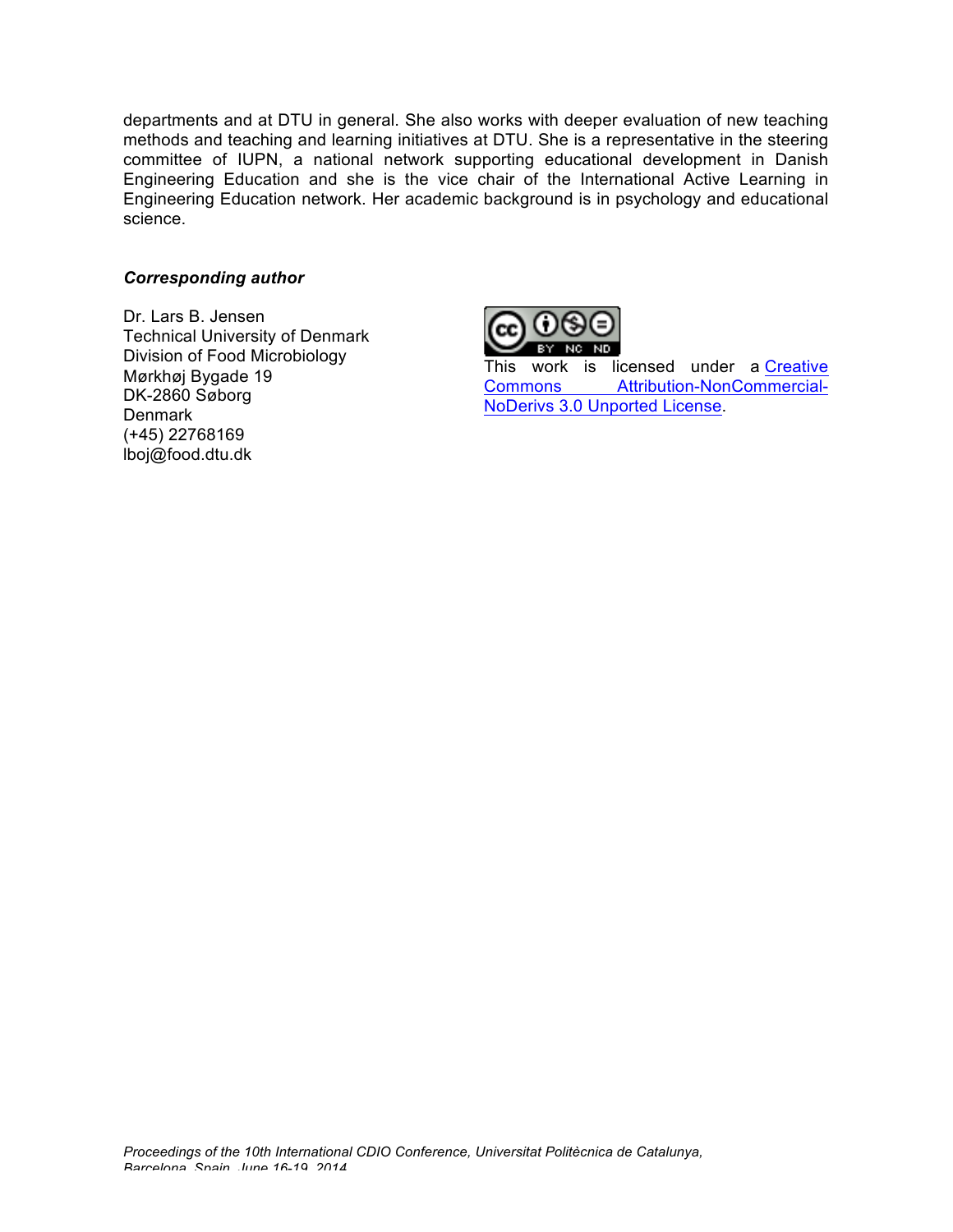departments and at DTU in general. She also works with deeper evaluation of new teaching methods and teaching and learning initiatives at DTU. She is a representative in the steering committee of IUPN, a national network supporting educational development in Danish Engineering Education and she is the vice chair of the International Active Learning in Engineering Education network. Her academic background is in psychology and educational science.

***Corresponding author***

Dr. Lars B. Jensen
Technical University of Denmark
Division of Food Microbiology
Mørkhøj Bygade 19
DK-2860 Søborg
Denmark
(+45) 22768169
lboj@food.dtu.dk

This work is licensed under a Creative Commons Attribution-NonCommercial-NoDerivs 3.0 Unported License.